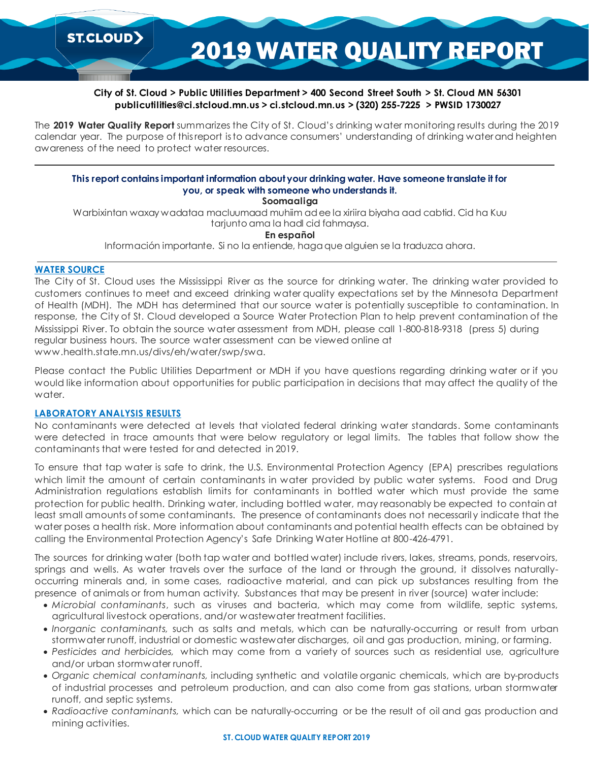# 2019 WATER QUALITY REPORT

ST.CLOUD

**City of St. Cloud > Public Utilities Department > 400 Second Street South > St. Cloud MN 56301**
**publicutilities@ci.stcloud.mn.us > ci.stcloud.mn.us > (320) 255-7225 > PWSID 1730027**

The **2019 Water Quality Report** summarizes the City of St. Cloud's drinking water monitoring results during the 2019 calendar year. The purpose of this report is to advance consumers' understanding of drinking water and heighten awareness of the need to protect water resources.

---

**This report contains important information about your drinking water. Have someone translate it for you, or speak with someone who understands it.**

**Soomaaliga**

Warbixintan waxay wadataa macluumaad muhiim ad ee la xiriira biyaha aad cabtid. Cid ha Kuu tarjunto ama la hadl cid fahmaysa.

**En español**

Información importante. Si no la entiende, haga que alguien se la traduzca ahora.

---

## WATER SOURCE

The City of St. Cloud uses the Mississippi River as the source for drinking water. The drinking water provided to customers continues to meet and exceed drinking water quality expectations set by the Minnesota Department of Health (MDH). The MDH has determined that our source water is potentially susceptible to contamination. In response, the City of St. Cloud developed a Source Water Protection Plan to help prevent contamination of the Mississippi River. To obtain the source water assessment from MDH, please call 1-800-818-9318 (press 5) during regular business hours. The source water assessment can be viewed online at www.health.state.mn.us/divs/eh/water/swp/swa.

Please contact the Public Utilities Department or MDH if you have questions regarding drinking water or if you would like information about opportunities for public participation in decisions that may affect the quality of the water.

## LABORATORY ANALYSIS RESULTS

No contaminants were detected at levels that violated federal drinking water standards. Some contaminants were detected in trace amounts that were below regulatory or legal limits. The tables that follow show the contaminants that were tested for and detected in 2019.

To ensure that tap water is safe to drink, the U.S. Environmental Protection Agency (EPA) prescribes regulations which limit the amount of certain contaminants in water provided by public water systems. Food and Drug Administration regulations establish limits for contaminants in bottled water which must provide the same protection for public health. Drinking water, including bottled water, may reasonably be expected to contain at least small amounts of some contaminants. The presence of contaminants does not necessarily indicate that the water poses a health risk. More information about contaminants and potential health effects can be obtained by calling the Environmental Protection Agency's Safe Drinking Water Hotline at 800-426-4791.

The sources for drinking water (both tap water and bottled water) include rivers, lakes, streams, ponds, reservoirs, springs and wells. As water travels over the surface of the land or through the ground, it dissolves naturally-occurring minerals and, in some cases, radioactive material, and can pick up substances resulting from the presence of animals or from human activity. Substances that may be present in river (source) water include:

- *Microbial contaminants*, such as viruses and bacteria, which may come from wildlife, septic systems, agricultural livestock operations, and/or wastewater treatment facilities.
- *Inorganic contaminants,* such as salts and metals, which can be naturally-occurring or result from urban stormwater runoff, industrial or domestic wastewater discharges, oil and gas production, mining, or farming.
- *Pesticides and herbicides,* which may come from a variety of sources such as residential use, agriculture and/or urban stormwater runoff.
- *Organic chemical contaminants,* including synthetic and volatile organic chemicals, which are by-products of industrial processes and petroleum production, and can also come from gas stations, urban stormwater runoff, and septic systems.
- *Radioactive contaminants,* which can be naturally-occurring or be the result of oil and gas production and mining activities.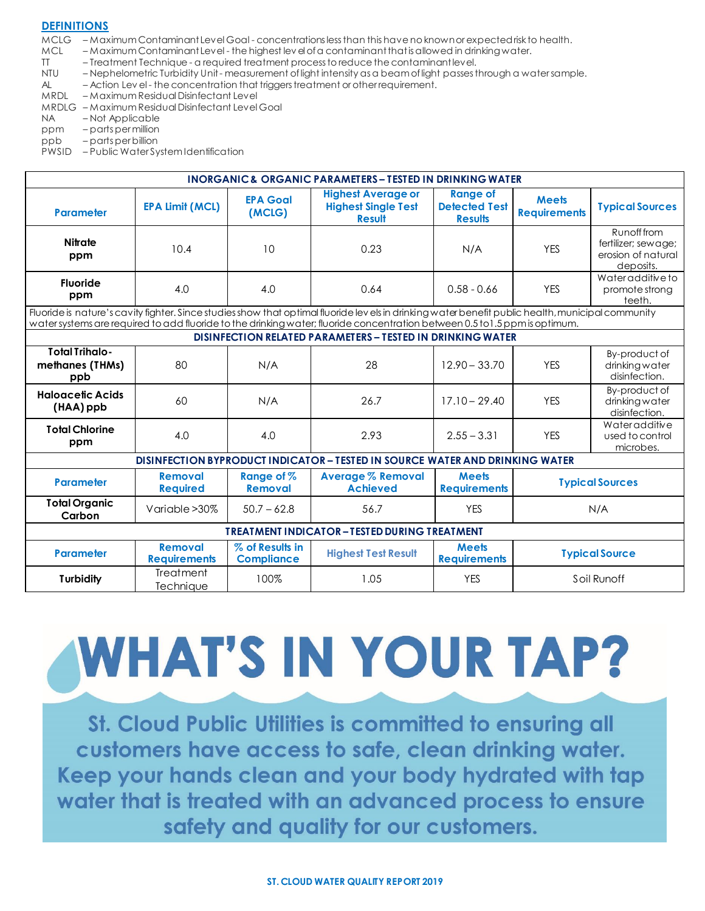## DEFINITIONS

MCLG – Maximum Contaminant Level Goal - concentrations less than this have no known or expected risk to health.
MCL – Maximum Contaminant Level - the highest level of a contaminant that is allowed in drinking water.
TT – Treatment Technique - a required treatment process to reduce the contaminant level.
NTU – Nephelometric Turbidity Unit - measurement of light intensity as a beam of light passes through a water sample.
AL – Action Level - the concentration that triggers treatment or other requirement.
MRDL – Maximum Residual Disinfectant Level
MRDLG – Maximum Residual Disinfectant Level Goal
NA – Not Applicable
ppm – parts per million
ppb – parts per billion
PWSID – Public Water System Identification

| INORGANIC & ORGANIC PARAMETERS – TESTED IN DRINKING WATER | | | | | | |
|---|---|---|---|---|---|---|
| **Parameter** | **EPA Limit (MCL)** | **EPA Goal (MCLG)** | **Highest Average or Highest Single Test Result** | **Range of Detected Test Results** | **Meets Requirements** | **Typical Sources** |
| **Nitrate ppm** | 10.4 | 10 | 0.23 | N/A | YES | Runoff from fertilizer; sewage; erosion of natural deposits. |
| **Fluoride ppm** | 4.0 | 4.0 | 0.64 | 0.58 - 0.66 | YES | Water additive to promote strong teeth. |
| Fluoride is nature's cavity fighter. Since studies show that optimal fluoride levels in drinking water benefit public health, municipal community water systems are required to add fluoride to the drinking water; fluoride concentration between 0.5 to 1.5 ppm is optimum. | | | | | | |
| **DISINFECTION RELATED PARAMETERS – TESTED IN DRINKING WATER** | | | | | | |
| **Total Trihalo-methanes (THMs) ppb** | 80 | N/A | 28 | 12.90 – 33.70 | YES | By-product of drinking water disinfection. |
| **Haloacetic Acids (HAA) ppb** | 60 | N/A | 26.7 | 17.10 – 29.40 | YES | By-product of drinking water disinfection. |
| **Total Chlorine ppm** | 4.0 | 4.0 | 2.93 | 2.55 – 3.31 | YES | Water additive used to control microbes. |
| **DISINFECTION BYPRODUCT INDICATOR – TESTED IN SOURCE WATER AND DRINKING WATER** | | | | | | |
| **Parameter** | **Removal Required** | **Range of % Removal** | **Average % Removal Achieved** | **Meets Requirements** | **Typical Sources** | |
| **Total Organic Carbon** | Variable >30% | 50.7 – 62.8 | 56.7 | YES | N/A | |
| **TREATMENT INDICATOR – TESTED DURING TREATMENT** | | | | | | |
| **Parameter** | **Removal Requirements** | **% of Results in Compliance** | **Highest Test Result** | **Meets Requirements** | **Typical Source** | |
| **Turbidity** | Treatment Technique | 100% | 1.05 | YES | Soil Runoff | |

# WHAT'S IN YOUR TAP?

**St. Cloud Public Utilities is committed to ensuring all customers have access to safe, clean drinking water. Keep your hands clean and your body hydrated with tap water that is treated with an advanced process to ensure safety and quality for our customers.**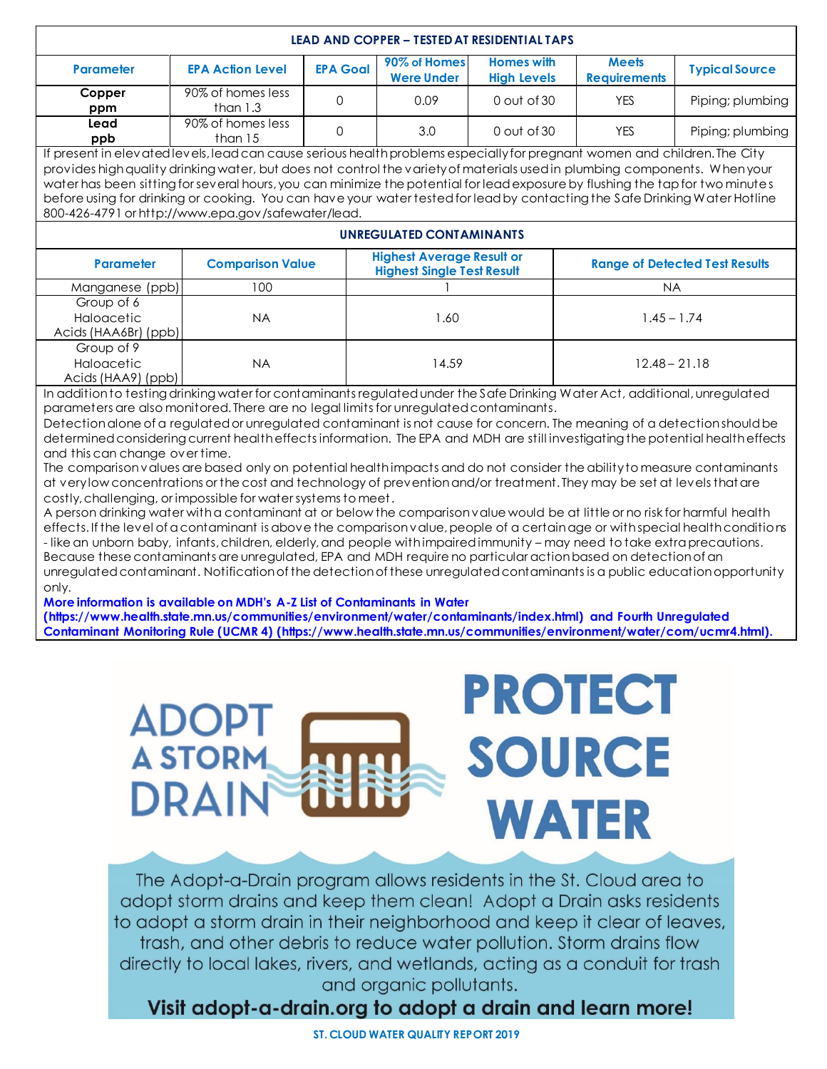## LEAD AND COPPER – TESTED AT RESIDENTIAL TAPS

| Parameter | EPA Action Level | EPA Goal | 90% of Homes Were Under | Homes with High Levels | Meets Requirements | Typical Source |
|---|---|---|---|---|---|---|
| **Copper ppm** | 90% of homes less than 1.3 | 0 | 0.09 | 0 out of 30 | YES | Piping; plumbing |
| **Lead ppb** | 90% of homes less than 15 | 0 | 3.0 | 0 out of 30 | YES | Piping; plumbing |

If present in elevated levels, lead can cause serious health problems especially for pregnant women and children. The City provides high quality drinking water, but does not control the variety of materials used in plumbing components. When your water has been sitting for several hours, you can minimize the potential for lead exposure by flushing the tap for two minutes before using for drinking or cooking. You can have your water tested for lead by contacting the Safe Drinking Water Hotline 800-426-4791 or http://www.epa.gov/safewater/lead.

## UNREGULATED CONTAMINANTS

| Parameter | Comparison Value | Highest Average Result or Highest Single Test Result | Range of Detected Test Results |
|---|---|---|---|
| Manganese (ppb) | 100 | 1 | NA |
| Group of 6 Haloacetic Acids (HAA6Br) (ppb) | NA | 1.60 | 1.45 – 1.74 |
| Group of 9 Haloacetic Acids (HAA9) (ppb) | NA | 14.59 | 12.48 – 21.18 |

In addition to testing drinking water for contaminants regulated under the Safe Drinking Water Act, additional, unregulated parameters are also monitored. There are no legal limits for unregulated contaminants.

Detection alone of a regulated or unregulated contaminant is not cause for concern. The meaning of a detection should be determined considering current health effects information. The EPA and MDH are still investigating the potential health effects and this can change over time.

The comparison values are based only on potential health impacts and do not consider the ability to measure contaminants at very low concentrations or the cost and technology of prevention and/or treatment. They may be set at levels that are costly, challenging, or impossible for water systems to meet.

A person drinking water with a contaminant at or below the comparison value would be at little or no risk for harmful health effects. If the level of a contaminant is above the comparison value, people of a certain age or with special health conditions - like an unborn baby, infants, children, elderly, and people with impaired immunity – may need to take extra precautions. Because these contaminants are unregulated, EPA and MDH require no particular action based on detection of an unregulated contaminant. Notification of the detection of these unregulated contaminants is a public education opportunity only.

**More information is available on MDH's A-Z List of Contaminants in Water (https://www.health.state.mn.us/communities/environment/water/contaminants/index.html) and Fourth Unregulated Contaminant Monitoring Rule (UCMR 4) (https://www.health.state.mn.us/communities/environment/water/com/ucmr4.html).**

# ADOPT A STORM DRAIN

# PROTECT SOURCE WATER

The Adopt-a-Drain program allows residents in the St. Cloud area to adopt storm drains and keep them clean! Adopt a Drain asks residents to adopt a storm drain in their neighborhood and keep it clear of leaves, trash, and other debris to reduce water pollution. Storm drains flow directly to local lakes, rivers, and wetlands, acting as a conduit for trash and organic pollutants.

**Visit adopt-a-drain.org to adopt a drain and learn more!**